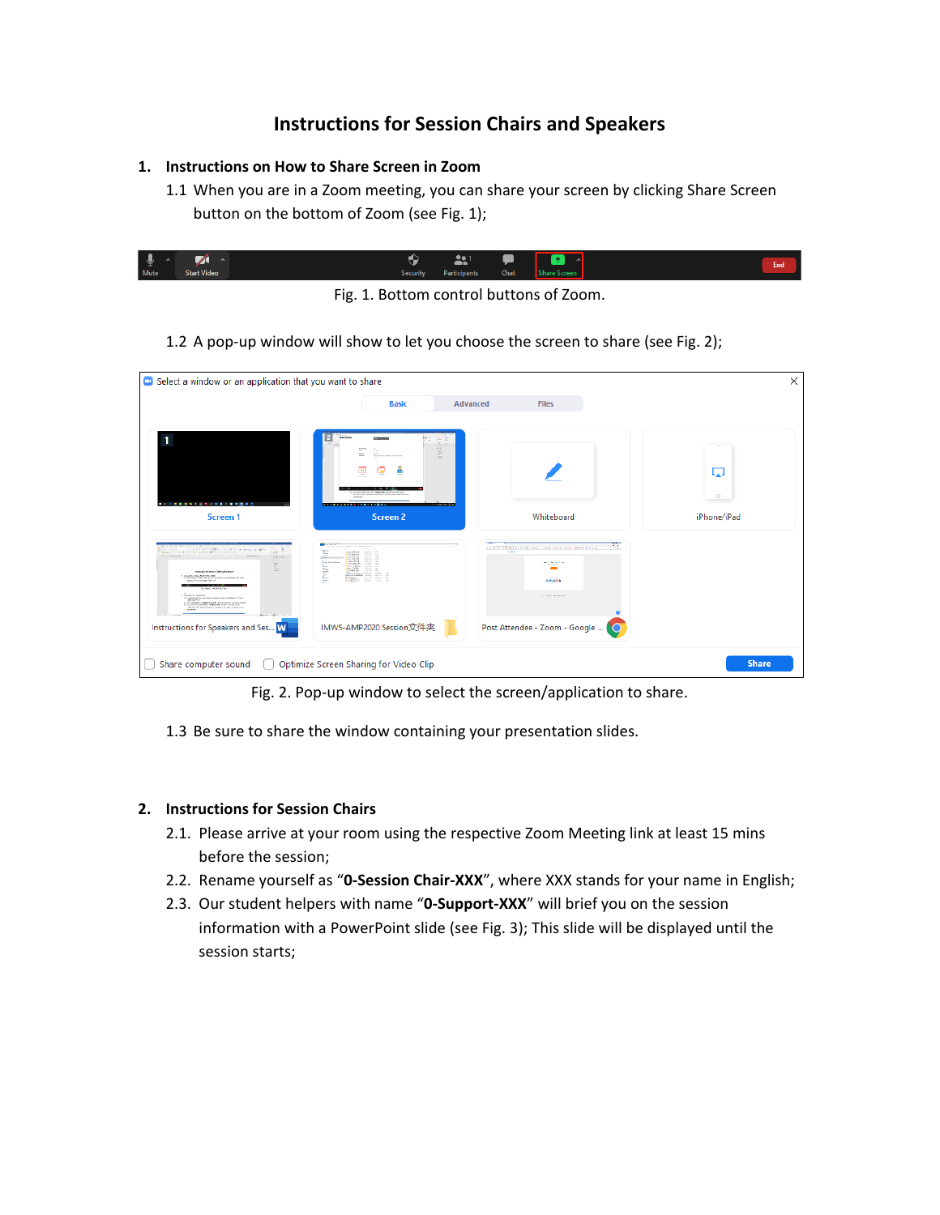# Instructions for Session Chairs and Speakers

## 1. Instructions on How to Share Screen in Zoom

1.1 When you are in a Zoom meeting, you can share your screen by clicking Share Screen button on the bottom of Zoom (see Fig. 1);

Fig. 1. Bottom control buttons of Zoom.

1.2 A pop-up window will show to let you choose the screen to share (see Fig. 2);

Fig. 2. Pop-up window to select the screen/application to share.

1.3 Be sure to share the window containing your presentation slides.

## 2. Instructions for Session Chairs

2.1. Please arrive at your room using the respective Zoom Meeting link at least 15 mins before the session;

2.2. Rename yourself as "**0-Session Chair-XXX**", where XXX stands for your name in English;

2.3. Our student helpers with name "**0-Support-XXX**" will brief you on the session information with a PowerPoint slide (see Fig. 3); This slide will be displayed until the session starts;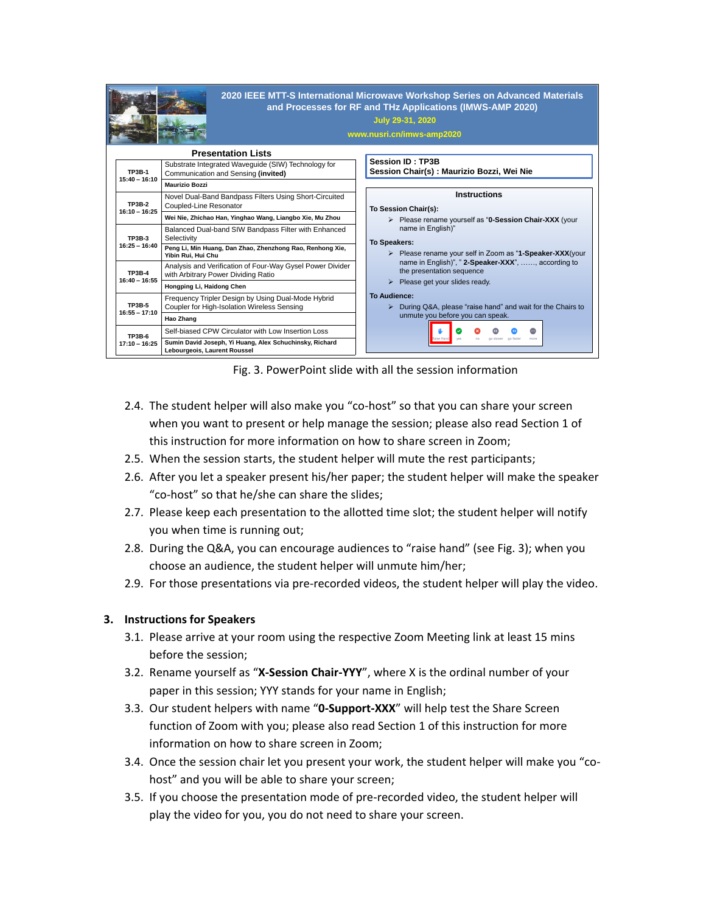2020 IEEE MTT-S International Microwave Workshop Series on Advanced Materials and Processes for RF and THz Applications (IMWS-AMP 2020)

July 29-31, 2020

www.nusri.cn/imws-amp2020

**Presentation Lists**

| | |
|---|---|
| TP3B-1 15:40 – 16:10 | Substrate Integrated Waveguide (SIW) Technology for Communication and Sensing **(invited)** |
| | **Maurizio Bozzi** |
| TP3B-2 16:10 – 16:25 | Novel Dual-Band Bandpass Filters Using Short-Circuited Coupled-Line Resonator |
| | **Wei Nie, Zhichao Han, Yinghao Wang, Liangbo Xie, Mu Zhou** |
| TP3B-3 16:25 – 16:40 | Balanced Dual-band SIW Bandpass Filter with Enhanced Selectivity |
| | **Peng Li, Min Huang, Dan Zhao, Zhenzhong Rao, Renhong Xie, Yibin Rui, Hui Chu** |
| TP3B-4 16:40 – 16:55 | Analysis and Verification of Four-Way Gysel Power Divider with Arbitrary Power Dividing Ratio |
| | **Hongping Li, Haidong Chen** |
| TP3B-5 16:55 – 17:10 | Frequency Tripler Design by Using Dual-Mode Hybrid Coupler for High-Isolation Wireless Sensing |
| | **Hao Zhang** |
| TP3B-6 17:10 – 16:25 | Self-biased CPW Circulator with Low Insertion Loss |
| | **Sumin David Joseph, Yi Huang, Alex Schuchinsky, Richard Lebourgeois, Laurent Roussel** |

**Session ID : TP3B**
**Session Chair(s) : Maurizio Bozzi, Wei Nie**

**Instructions**

**To Session Chair(s):**

- Please rename yourself as "**0-Session Chair-XXX** (your name in English)"

**To Speakers:**

- Please rename your self in Zoom as "**1-Speaker-XXX**(your name in English)", " **2-Speaker-XXX**", ……, according to the presentation sequence
- Please get your slides ready.

**To Audience:**

- During Q&A, please "raise hand" and wait for the Chairs to unmute you before you can speak.

Raise Hand yes no go slower go faster more

Fig. 3. PowerPoint slide with all the session information

2.4. The student helper will also make you "co-host" so that you can share your screen when you want to present or help manage the session; please also read Section 1 of this instruction for more information on how to share screen in Zoom;

2.5. When the session starts, the student helper will mute the rest participants;

2.6. After you let a speaker present his/her paper; the student helper will make the speaker "co-host" so that he/she can share the slides;

2.7. Please keep each presentation to the allotted time slot; the student helper will notify you when time is running out;

2.8. During the Q&A, you can encourage audiences to "raise hand" (see Fig. 3); when you choose an audience, the student helper will unmute him/her;

2.9. For those presentations via pre-recorded videos, the student helper will play the video.

## 3. Instructions for Speakers

3.1. Please arrive at your room using the respective Zoom Meeting link at least 15 mins before the session;

3.2. Rename yourself as "**X-Session Chair-YYY**", where X is the ordinal number of your paper in this session; YYY stands for your name in English;

3.3. Our student helpers with name "**0-Support-XXX**" will help test the Share Screen function of Zoom with you; please also read Section 1 of this instruction for more information on how to share screen in Zoom;

3.4. Once the session chair let you present your work, the student helper will make you "co-host" and you will be able to share your screen;

3.5. If you choose the presentation mode of pre-recorded video, the student helper will play the video for you, you do not need to share your screen.